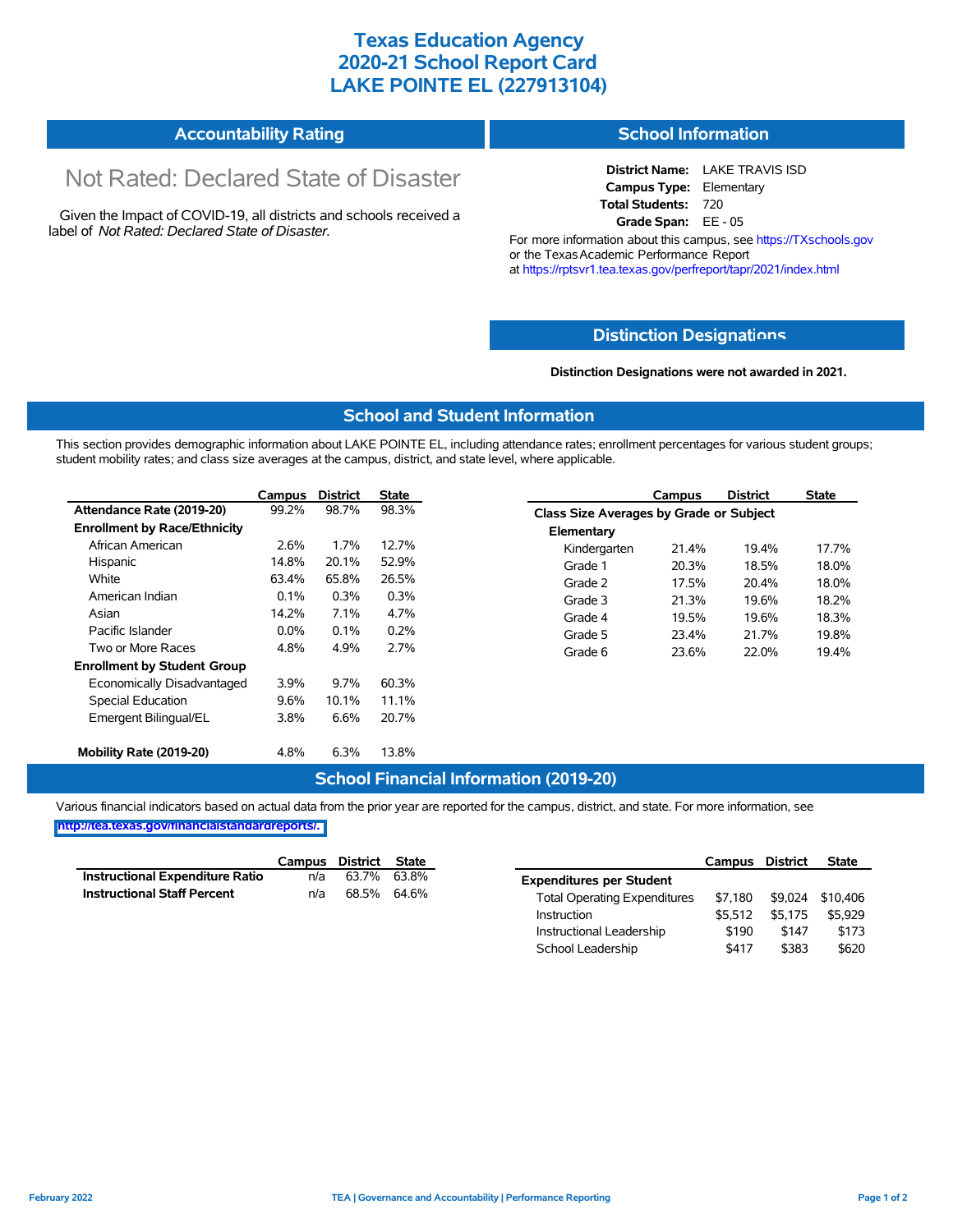# Texas Education Agency
# 2020-21 School Report Card
# LAKE POINTE EL (227913104)

## Accountability Rating

Not Rated: Declared State of Disaster

Given the Impact of COVID-19, all districts and schools received a label of *Not Rated: Declared State of Disaster*.

## School Information

**District Name:** LAKE TRAVIS ISD
**Campus Type:** Elementary
**Total Students:** 720
**Grade Span:** EE - 05

For more information about this campus, see https://TXschools.gov or the Texas Academic Performance Report at https://rptsvr1.tea.texas.gov/perfreport/tapr/2021/index.html

## Distinction Designations

**Distinction Designations were not awarded in 2021.**

## School and Student Information

This section provides demographic information about LAKE POINTE EL, including attendance rates; enrollment percentages for various student groups; student mobility rates; and class size averages at the campus, district, and state level, where applicable.

| | Campus | District | State |
|---|---|---|---|
| **Attendance Rate (2019-20)** | 99.2% | 98.7% | 98.3% |
| **Enrollment by Race/Ethnicity** | | | |
| African American | 2.6% | 1.7% | 12.7% |
| Hispanic | 14.8% | 20.1% | 52.9% |
| White | 63.4% | 65.8% | 26.5% |
| American Indian | 0.1% | 0.3% | 0.3% |
| Asian | 14.2% | 7.1% | 4.7% |
| Pacific Islander | 0.0% | 0.1% | 0.2% |
| Two or More Races | 4.8% | 4.9% | 2.7% |
| **Enrollment by Student Group** | | | |
| Economically Disadvantaged | 3.9% | 9.7% | 60.3% |
| Special Education | 9.6% | 10.1% | 11.1% |
| Emergent Bilingual/EL | 3.8% | 6.6% | 20.7% |
| **Mobility Rate (2019-20)** | 4.8% | 6.3% | 13.8% |

| | Campus | District | State |
|---|---|---|---|
| **Class Size Averages by Grade or Subject** | | | |
| **Elementary** | | | |
| Kindergarten | 21.4% | 19.4% | 17.7% |
| Grade 1 | 20.3% | 18.5% | 18.0% |
| Grade 2 | 17.5% | 20.4% | 18.0% |
| Grade 3 | 21.3% | 19.6% | 18.2% |
| Grade 4 | 19.5% | 19.6% | 18.3% |
| Grade 5 | 23.4% | 21.7% | 19.8% |
| Grade 6 | 23.6% | 22.0% | 19.4% |

## School Financial Information (2019-20)

Various financial indicators based on actual data from the prior year are reported for the campus, district, and state. For more information, see http://tea.texas.gov/financialstandardreports/.

| | Campus | District | State |
|---|---|---|---|
| **Instructional Expenditure Ratio** | n/a | 63.7% | 63.8% |
| **Instructional Staff Percent** | n/a | 68.5% | 64.6% |

| | Campus | District | State |
|---|---|---|---|
| **Expenditures per Student** | | | |
| Total Operating Expenditures | $7,180 | $9,024 | $10,406 |
| Instruction | $5,512 | $5,175 | $5,929 |
| Instructional Leadership | $190 | $147 | $173 |
| School Leadership | $417 | $383 | $620 |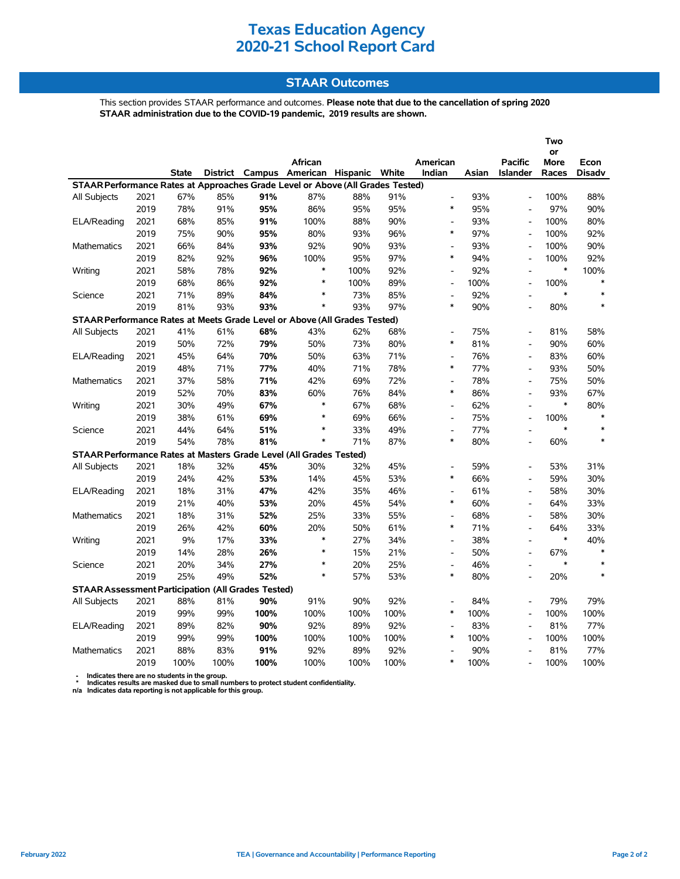# Texas Education Agency
# 2020-21 School Report Card

## STAAR Outcomes

This section provides STAAR performance and outcomes. **Please note that due to the cancellation of spring 2020 STAAR administration due to the COVID-19 pandemic, 2019 results are shown.**

| | | State | District | Campus | African American | Hispanic | White | American Indian | Asian | Pacific Islander | Two or More Races | Econ Disadv |
|---|---|---|---|---|---|---|---|---|---|---|---|---|
| **STAAR Performance Rates at Approaches Grade Level or Above (All Grades Tested)** | | | | | | | | | | | | |
| All Subjects | 2021 | 67% | 85% | **91%** | 87% | 88% | 91% | - | 93% | - | 100% | 88% |
| | 2019 | 78% | 91% | **95%** | 86% | 95% | 95% | * | 95% | - | 97% | 90% |
| ELA/Reading | 2021 | 68% | 85% | **91%** | 100% | 88% | 90% | - | 93% | - | 100% | 80% |
| | 2019 | 75% | 90% | **95%** | 80% | 93% | 96% | * | 97% | - | 100% | 92% |
| Mathematics | 2021 | 66% | 84% | **93%** | 92% | 90% | 93% | - | 93% | - | 100% | 90% |
| | 2019 | 82% | 92% | **96%** | 100% | 95% | 97% | * | 94% | - | 100% | 92% |
| Writing | 2021 | 58% | 78% | **92%** | * | 100% | 92% | - | 92% | - | * | 100% |
| | 2019 | 68% | 86% | **92%** | * | 100% | 89% | - | 100% | - | 100% | * |
| Science | 2021 | 71% | 89% | **84%** | * | 73% | 85% | - | 92% | - | * | * |
| | 2019 | 81% | 93% | **93%** | * | 93% | 97% | * | 90% | - | 80% | * |
| **STAAR Performance Rates at Meets Grade Level or Above (All Grades Tested)** | | | | | | | | | | | | |
| All Subjects | 2021 | 41% | 61% | **68%** | 43% | 62% | 68% | - | 75% | - | 81% | 58% |
| | 2019 | 50% | 72% | **79%** | 50% | 73% | 80% | * | 81% | - | 90% | 60% |
| ELA/Reading | 2021 | 45% | 64% | **70%** | 50% | 63% | 71% | - | 76% | - | 83% | 60% |
| | 2019 | 48% | 71% | **77%** | 40% | 71% | 78% | * | 77% | - | 93% | 50% |
| Mathematics | 2021 | 37% | 58% | **71%** | 42% | 69% | 72% | - | 78% | - | 75% | 50% |
| | 2019 | 52% | 70% | **83%** | 60% | 76% | 84% | * | 86% | - | 93% | 67% |
| Writing | 2021 | 30% | 49% | **67%** | * | 67% | 68% | - | 62% | - | * | 80% |
| | 2019 | 38% | 61% | **69%** | * | 69% | 66% | - | 75% | - | 100% | * |
| Science | 2021 | 44% | 64% | **51%** | * | 33% | 49% | - | 77% | - | * | * |
| | 2019 | 54% | 78% | **81%** | * | 71% | 87% | * | 80% | - | 60% | * |
| **STAAR Performance Rates at Masters Grade Level (All Grades Tested)** | | | | | | | | | | | | |
| All Subjects | 2021 | 18% | 32% | **45%** | 30% | 32% | 45% | - | 59% | - | 53% | 31% |
| | 2019 | 24% | 42% | **53%** | 14% | 45% | 53% | * | 66% | - | 59% | 30% |
| ELA/Reading | 2021 | 18% | 31% | **47%** | 42% | 35% | 46% | - | 61% | - | 58% | 30% |
| | 2019 | 21% | 40% | **53%** | 20% | 45% | 54% | * | 60% | - | 64% | 33% |
| Mathematics | 2021 | 18% | 31% | **52%** | 25% | 33% | 55% | - | 68% | - | 58% | 30% |
| | 2019 | 26% | 42% | **60%** | 20% | 50% | 61% | * | 71% | - | 64% | 33% |
| Writing | 2021 | 9% | 17% | **33%** | * | 27% | 34% | - | 38% | - | * | 40% |
| | 2019 | 14% | 28% | **26%** | * | 15% | 21% | - | 50% | - | 67% | * |
| Science | 2021 | 20% | 34% | **27%** | * | 20% | 25% | - | 46% | - | * | * |
| | 2019 | 25% | 49% | **52%** | * | 57% | 53% | * | 80% | - | 20% | * |
| **STAAR Assessment Participation (All Grades Tested)** | | | | | | | | | | | | |
| All Subjects | 2021 | 88% | 81% | **90%** | 91% | 90% | 92% | - | 84% | - | 79% | 79% |
| | 2019 | 99% | 99% | **100%** | 100% | 100% | 100% | * | 100% | - | 100% | 100% |
| ELA/Reading | 2021 | 89% | 82% | **90%** | 92% | 89% | 92% | - | 83% | - | 81% | 77% |
| | 2019 | 99% | 99% | **100%** | 100% | 100% | 100% | * | 100% | - | 100% | 100% |
| Mathematics | 2021 | 88% | 83% | **91%** | 92% | 89% | 92% | - | 90% | - | 81% | 77% |
| | 2019 | 100% | 100% | **100%** | 100% | 100% | 100% | * | 100% | - | 100% | 100% |

- Indicates there are no students in the group.
\* Indicates results are masked due to small numbers to protect student confidentiality.
n/a Indicates data reporting is not applicable for this group.